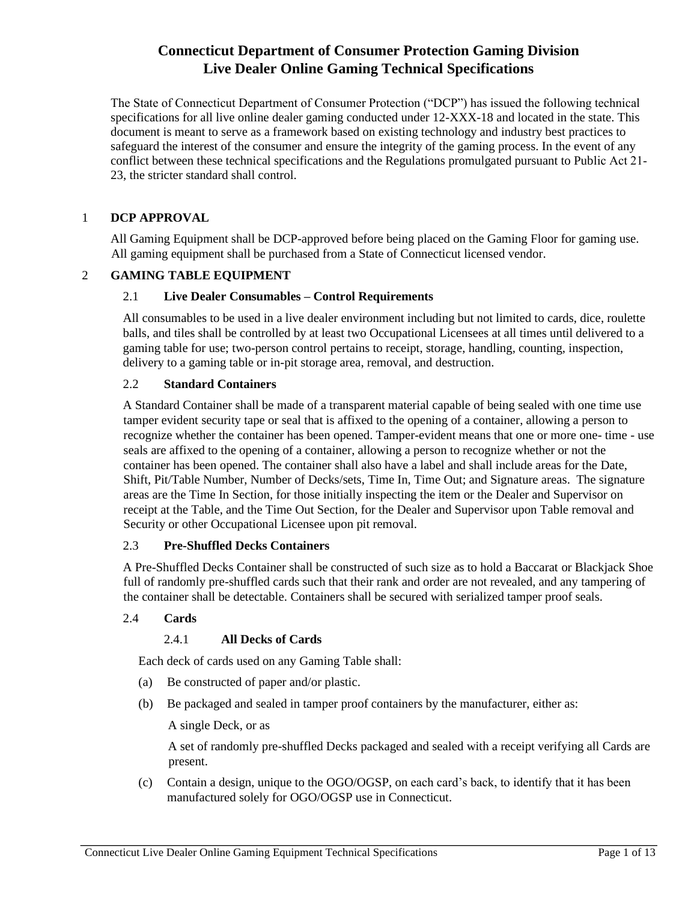# Connecticut Department of Consumer Protection Gaming Division
# Live Dealer Online Gaming Technical Specifications

The State of Connecticut Department of Consumer Protection ("DCP") has issued the following technical specifications for all live online dealer gaming conducted under 12-XXX-18 and located in the state. This document is meant to serve as a framework based on existing technology and industry best practices to safeguard the interest of the consumer and ensure the integrity of the gaming process. In the event of any conflict between these technical specifications and the Regulations promulgated pursuant to Public Act 21-23, the stricter standard shall control.

## 1 DCP APPROVAL

All Gaming Equipment shall be DCP-approved before being placed on the Gaming Floor for gaming use. All gaming equipment shall be purchased from a State of Connecticut licensed vendor.

## 2 GAMING TABLE EQUIPMENT

### 2.1 Live Dealer Consumables – Control Requirements

All consumables to be used in a live dealer environment including but not limited to cards, dice, roulette balls, and tiles shall be controlled by at least two Occupational Licensees at all times until delivered to a gaming table for use; two-person control pertains to receipt, storage, handling, counting, inspection, delivery to a gaming table or in-pit storage area, removal, and destruction.

### 2.2 Standard Containers

A Standard Container shall be made of a transparent material capable of being sealed with one time use tamper evident security tape or seal that is affixed to the opening of a container, allowing a person to recognize whether the container has been opened. Tamper-evident means that one or more one- time - use seals are affixed to the opening of a container, allowing a person to recognize whether or not the container has been opened. The container shall also have a label and shall include areas for the Date, Shift, Pit/Table Number, Number of Decks/sets, Time In, Time Out; and Signature areas. The signature areas are the Time In Section, for those initially inspecting the item or the Dealer and Supervisor on receipt at the Table, and the Time Out Section, for the Dealer and Supervisor upon Table removal and Security or other Occupational Licensee upon pit removal.

### 2.3 Pre-Shuffled Decks Containers

A Pre-Shuffled Decks Container shall be constructed of such size as to hold a Baccarat or Blackjack Shoe full of randomly pre-shuffled cards such that their rank and order are not revealed, and any tampering of the container shall be detectable. Containers shall be secured with serialized tamper proof seals.

### 2.4 Cards

#### 2.4.1 All Decks of Cards

Each deck of cards used on any Gaming Table shall:

(a) Be constructed of paper and/or plastic.

(b) Be packaged and sealed in tamper proof containers by the manufacturer, either as:

A single Deck, or as

A set of randomly pre-shuffled Decks packaged and sealed with a receipt verifying all Cards are present.

(c) Contain a design, unique to the OGO/OGSP, on each card's back, to identify that it has been manufactured solely for OGO/OGSP use in Connecticut.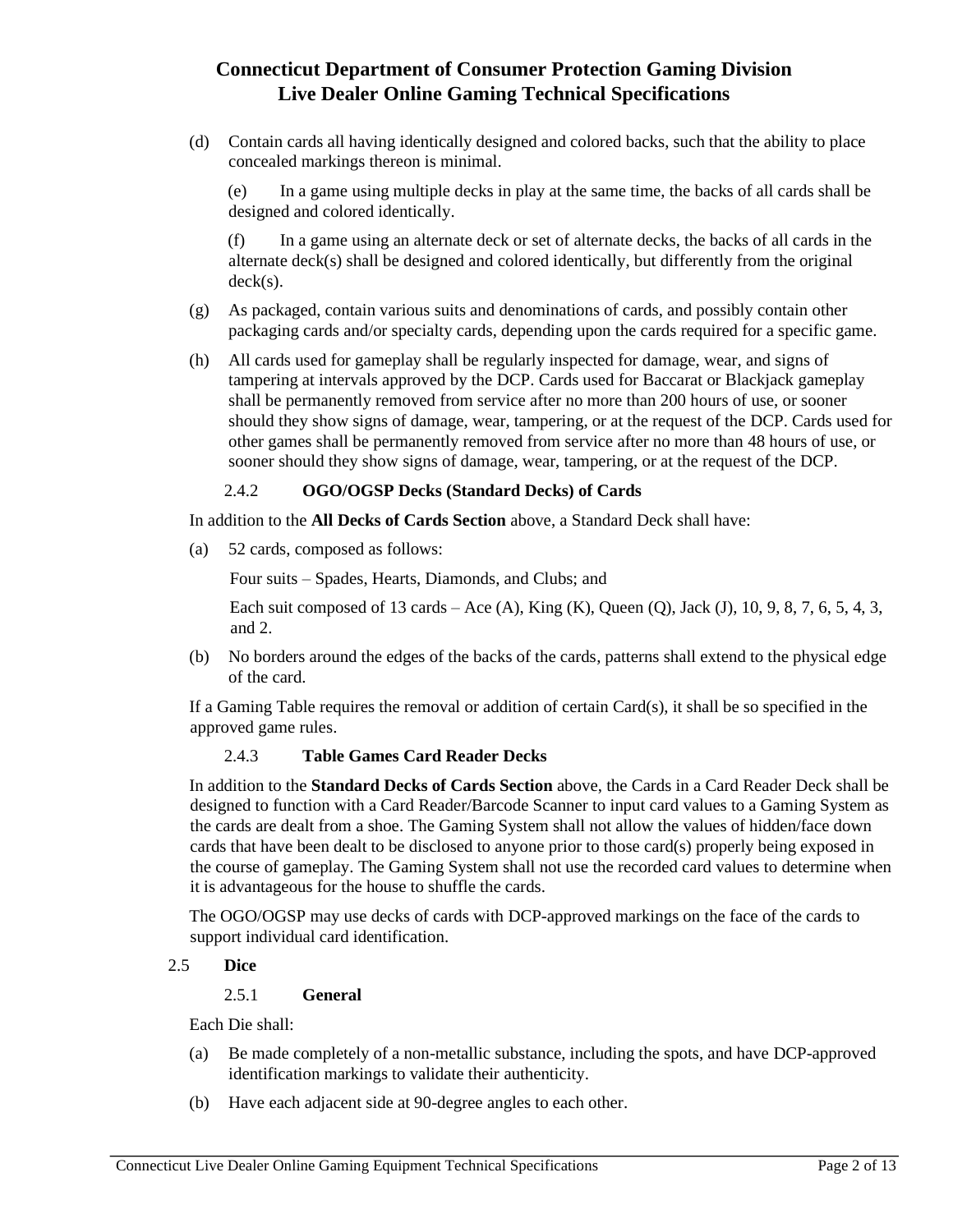(d) Contain cards all having identically designed and colored backs, such that the ability to place concealed markings thereon is minimal.

(e) In a game using multiple decks in play at the same time, the backs of all cards shall be designed and colored identically.

(f) In a game using an alternate deck or set of alternate decks, the backs of all cards in the alternate deck(s) shall be designed and colored identically, but differently from the original deck(s).

(g) As packaged, contain various suits and denominations of cards, and possibly contain other packaging cards and/or specialty cards, depending upon the cards required for a specific game.

(h) All cards used for gameplay shall be regularly inspected for damage, wear, and signs of tampering at intervals approved by the DCP. Cards used for Baccarat or Blackjack gameplay shall be permanently removed from service after no more than 200 hours of use, or sooner should they show signs of damage, wear, tampering, or at the request of the DCP. Cards used for other games shall be permanently removed from service after no more than 48 hours of use, or sooner should they show signs of damage, wear, tampering, or at the request of the DCP.

#### 2.4.2 OGO/OGSP Decks (Standard Decks) of Cards

In addition to the **All Decks of Cards Section** above, a Standard Deck shall have:

(a) 52 cards, composed as follows:

Four suits – Spades, Hearts, Diamonds, and Clubs; and

Each suit composed of 13 cards – Ace (A), King (K), Queen (Q), Jack (J), 10, 9, 8, 7, 6, 5, 4, 3, and 2.

(b) No borders around the edges of the backs of the cards, patterns shall extend to the physical edge of the card.

If a Gaming Table requires the removal or addition of certain Card(s), it shall be so specified in the approved game rules.

#### 2.4.3 Table Games Card Reader Decks

In addition to the **Standard Decks of Cards Section** above, the Cards in a Card Reader Deck shall be designed to function with a Card Reader/Barcode Scanner to input card values to a Gaming System as the cards are dealt from a shoe. The Gaming System shall not allow the values of hidden/face down cards that have been dealt to be disclosed to anyone prior to those card(s) properly being exposed in the course of gameplay. The Gaming System shall not use the recorded card values to determine when it is advantageous for the house to shuffle the cards.

The OGO/OGSP may use decks of cards with DCP-approved markings on the face of the cards to support individual card identification.

### 2.5 Dice

#### 2.5.1 General

Each Die shall:

(a) Be made completely of a non-metallic substance, including the spots, and have DCP-approved identification markings to validate their authenticity.

(b) Have each adjacent side at 90-degree angles to each other.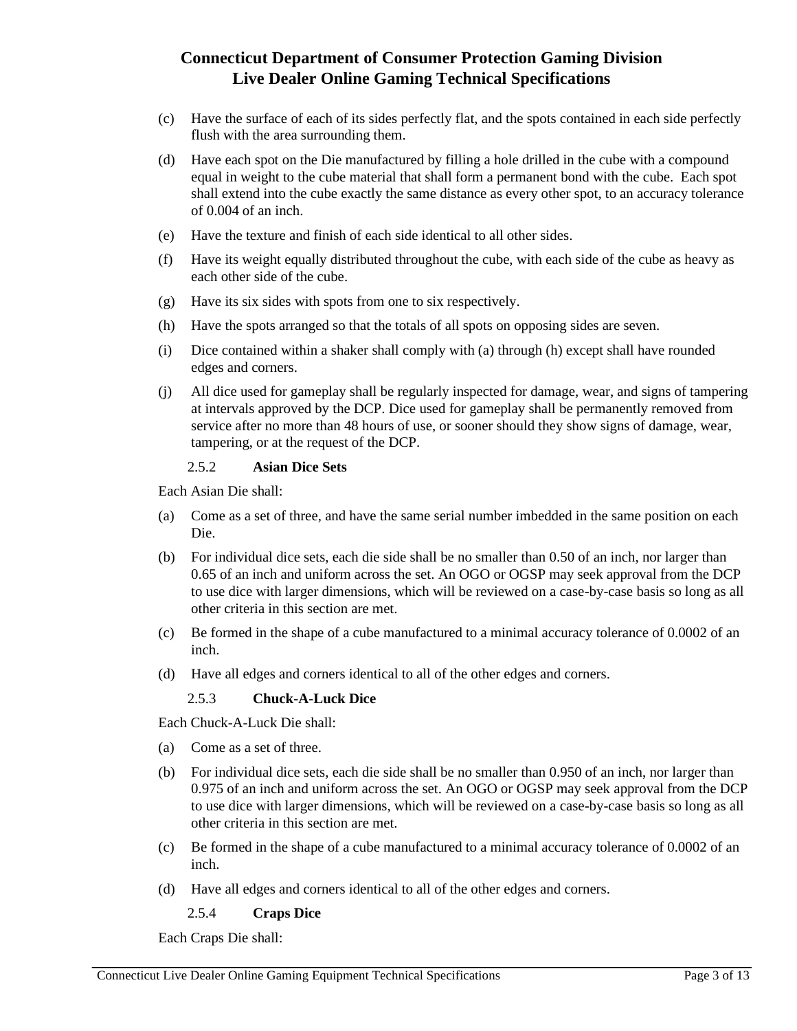(c) Have the surface of each of its sides perfectly flat, and the spots contained in each side perfectly flush with the area surrounding them.

(d) Have each spot on the Die manufactured by filling a hole drilled in the cube with a compound equal in weight to the cube material that shall form a permanent bond with the cube. Each spot shall extend into the cube exactly the same distance as every other spot, to an accuracy tolerance of 0.004 of an inch.

(e) Have the texture and finish of each side identical to all other sides.

(f) Have its weight equally distributed throughout the cube, with each side of the cube as heavy as each other side of the cube.

(g) Have its six sides with spots from one to six respectively.

(h) Have the spots arranged so that the totals of all spots on opposing sides are seven.

(i) Dice contained within a shaker shall comply with (a) through (h) except shall have rounded edges and corners.

(j) All dice used for gameplay shall be regularly inspected for damage, wear, and signs of tampering at intervals approved by the DCP. Dice used for gameplay shall be permanently removed from service after no more than 48 hours of use, or sooner should they show signs of damage, wear, tampering, or at the request of the DCP.

#### 2.5.2 Asian Dice Sets

Each Asian Die shall:

(a) Come as a set of three, and have the same serial number imbedded in the same position on each Die.

(b) For individual dice sets, each die side shall be no smaller than 0.50 of an inch, nor larger than 0.65 of an inch and uniform across the set. An OGO or OGSP may seek approval from the DCP to use dice with larger dimensions, which will be reviewed on a case-by-case basis so long as all other criteria in this section are met.

(c) Be formed in the shape of a cube manufactured to a minimal accuracy tolerance of 0.0002 of an inch.

(d) Have all edges and corners identical to all of the other edges and corners.

#### 2.5.3 Chuck-A-Luck Dice

Each Chuck-A-Luck Die shall:

(a) Come as a set of three.

(b) For individual dice sets, each die side shall be no smaller than 0.950 of an inch, nor larger than 0.975 of an inch and uniform across the set. An OGO or OGSP may seek approval from the DCP to use dice with larger dimensions, which will be reviewed on a case-by-case basis so long as all other criteria in this section are met.

(c) Be formed in the shape of a cube manufactured to a minimal accuracy tolerance of 0.0002 of an inch.

(d) Have all edges and corners identical to all of the other edges and corners.

#### 2.5.4 Craps Dice

Each Craps Die shall: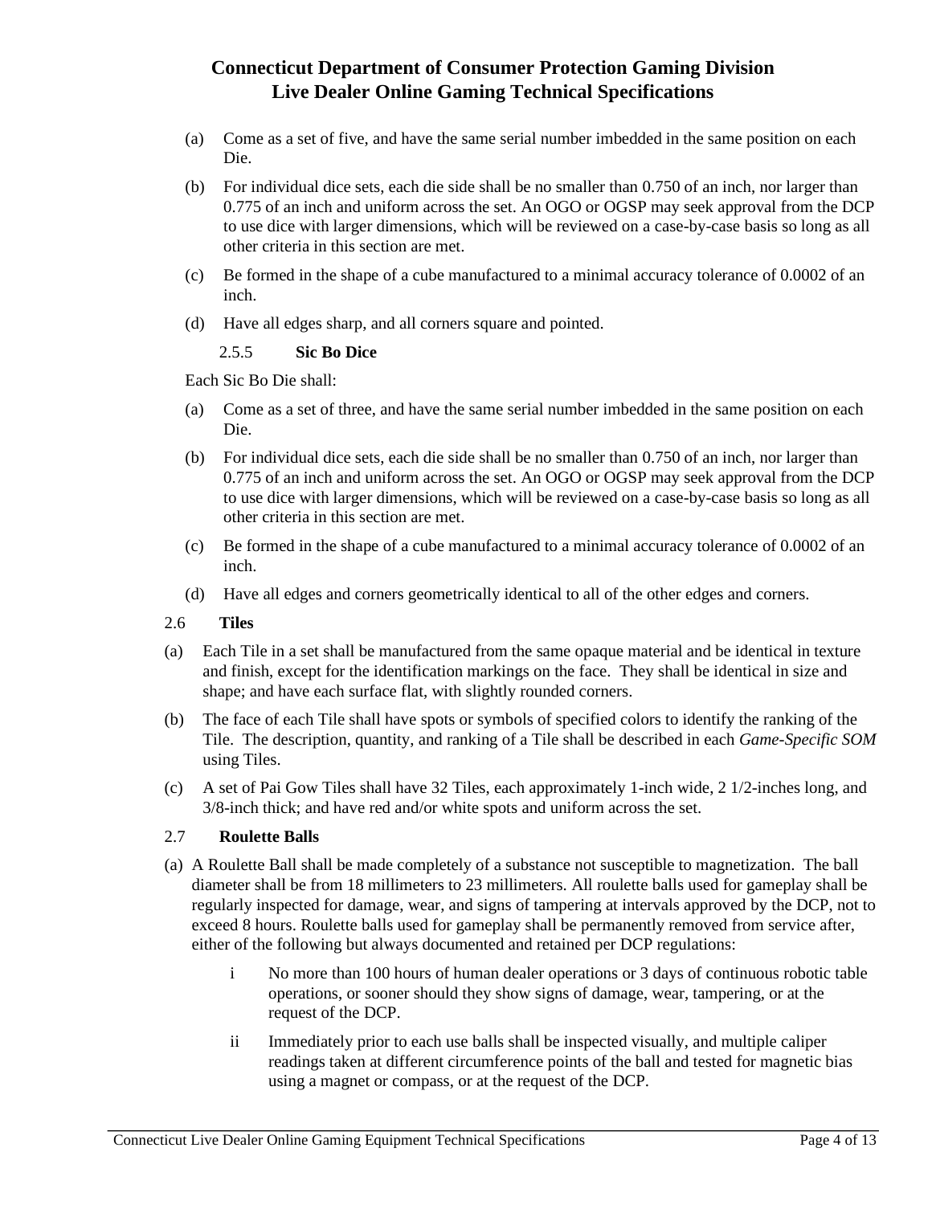(a) Come as a set of five, and have the same serial number imbedded in the same position on each Die.

(b) For individual dice sets, each die side shall be no smaller than 0.750 of an inch, nor larger than 0.775 of an inch and uniform across the set. An OGO or OGSP may seek approval from the DCP to use dice with larger dimensions, which will be reviewed on a case-by-case basis so long as all other criteria in this section are met.

(c) Be formed in the shape of a cube manufactured to a minimal accuracy tolerance of 0.0002 of an inch.

(d) Have all edges sharp, and all corners square and pointed.

#### 2.5.5 Sic Bo Dice

Each Sic Bo Die shall:

(a) Come as a set of three, and have the same serial number imbedded in the same position on each Die.

(b) For individual dice sets, each die side shall be no smaller than 0.750 of an inch, nor larger than 0.775 of an inch and uniform across the set. An OGO or OGSP may seek approval from the DCP to use dice with larger dimensions, which will be reviewed on a case-by-case basis so long as all other criteria in this section are met.

(c) Be formed in the shape of a cube manufactured to a minimal accuracy tolerance of 0.0002 of an inch.

(d) Have all edges and corners geometrically identical to all of the other edges and corners.

### 2.6 Tiles

(a) Each Tile in a set shall be manufactured from the same opaque material and be identical in texture and finish, except for the identification markings on the face. They shall be identical in size and shape; and have each surface flat, with slightly rounded corners.

(b) The face of each Tile shall have spots or symbols of specified colors to identify the ranking of the Tile. The description, quantity, and ranking of a Tile shall be described in each *Game-Specific SOM* using Tiles.

(c) A set of Pai Gow Tiles shall have 32 Tiles, each approximately 1-inch wide, 2 1/2-inches long, and 3/8-inch thick; and have red and/or white spots and uniform across the set.

### 2.7 Roulette Balls

(a) A Roulette Ball shall be made completely of a substance not susceptible to magnetization. The ball diameter shall be from 18 millimeters to 23 millimeters. All roulette balls used for gameplay shall be regularly inspected for damage, wear, and signs of tampering at intervals approved by the DCP, not to exceed 8 hours. Roulette balls used for gameplay shall be permanently removed from service after, either of the following but always documented and retained per DCP regulations:

i No more than 100 hours of human dealer operations or 3 days of continuous robotic table operations, or sooner should they show signs of damage, wear, tampering, or at the request of the DCP.

ii Immediately prior to each use balls shall be inspected visually, and multiple caliper readings taken at different circumference points of the ball and tested for magnetic bias using a magnet or compass, or at the request of the DCP.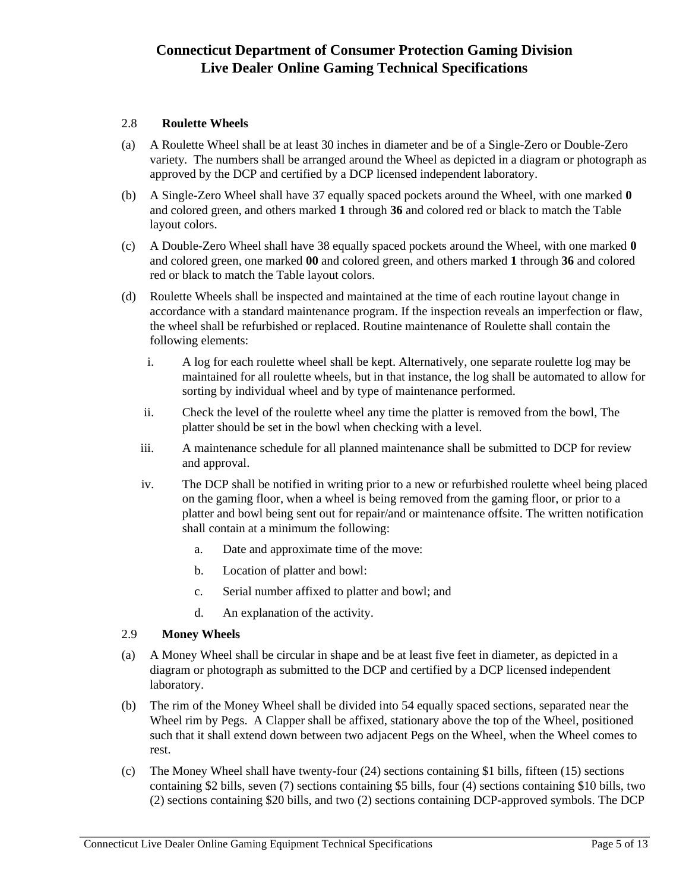### 2.8 Roulette Wheels

(a) A Roulette Wheel shall be at least 30 inches in diameter and be of a Single-Zero or Double-Zero variety. The numbers shall be arranged around the Wheel as depicted in a diagram or photograph as approved by the DCP and certified by a DCP licensed independent laboratory.

(b) A Single-Zero Wheel shall have 37 equally spaced pockets around the Wheel, with one marked **0** and colored green, and others marked **1** through **36** and colored red or black to match the Table layout colors.

(c) A Double-Zero Wheel shall have 38 equally spaced pockets around the Wheel, with one marked **0** and colored green, one marked **00** and colored green, and others marked **1** through **36** and colored red or black to match the Table layout colors.

(d) Roulette Wheels shall be inspected and maintained at the time of each routine layout change in accordance with a standard maintenance program. If the inspection reveals an imperfection or flaw, the wheel shall be refurbished or replaced. Routine maintenance of Roulette shall contain the following elements:

   i. A log for each roulette wheel shall be kept. Alternatively, one separate roulette log may be maintained for all roulette wheels, but in that instance, the log shall be automated to allow for sorting by individual wheel and by type of maintenance performed.

   ii. Check the level of the roulette wheel any time the platter is removed from the bowl, The platter should be set in the bowl when checking with a level.

   iii. A maintenance schedule for all planned maintenance shall be submitted to DCP for review and approval.

   iv. The DCP shall be notified in writing prior to a new or refurbished roulette wheel being placed on the gaming floor, when a wheel is being removed from the gaming floor, or prior to a platter and bowl being sent out for repair/and or maintenance offsite. The written notification shall contain at a minimum the following:

      a. Date and approximate time of the move:

      b. Location of platter and bowl:

      c. Serial number affixed to platter and bowl; and

      d. An explanation of the activity.

### 2.9 Money Wheels

(a) A Money Wheel shall be circular in shape and be at least five feet in diameter, as depicted in a diagram or photograph as submitted to the DCP and certified by a DCP licensed independent laboratory.

(b) The rim of the Money Wheel shall be divided into 54 equally spaced sections, separated near the Wheel rim by Pegs. A Clapper shall be affixed, stationary above the top of the Wheel, positioned such that it shall extend down between two adjacent Pegs on the Wheel, when the Wheel comes to rest.

(c) The Money Wheel shall have twenty-four (24) sections containing $1 bills, fifteen (15) sections containing $2 bills, seven (7) sections containing $5 bills, four (4) sections containing $10 bills, two (2) sections containing $20 bills, and two (2) sections containing DCP-approved symbols. The DCP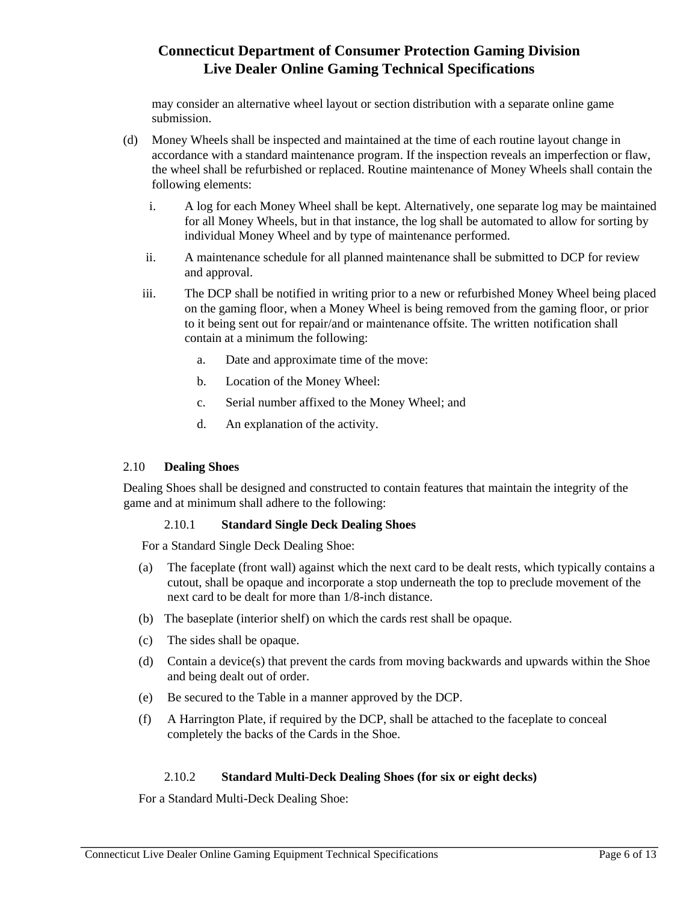may consider an alternative wheel layout or section distribution with a separate online game submission.

(d) Money Wheels shall be inspected and maintained at the time of each routine layout change in accordance with a standard maintenance program. If the inspection reveals an imperfection or flaw, the wheel shall be refurbished or replaced. Routine maintenance of Money Wheels shall contain the following elements:

   i. A log for each Money Wheel shall be kept. Alternatively, one separate log may be maintained for all Money Wheels, but in that instance, the log shall be automated to allow for sorting by individual Money Wheel and by type of maintenance performed.

   ii. A maintenance schedule for all planned maintenance shall be submitted to DCP for review and approval.

   iii. The DCP shall be notified in writing prior to a new or refurbished Money Wheel being placed on the gaming floor, when a Money Wheel is being removed from the gaming floor, or prior to it being sent out for repair/and or maintenance offsite. The written notification shall contain at a minimum the following:

      a. Date and approximate time of the move:

      b. Location of the Money Wheel:

      c. Serial number affixed to the Money Wheel; and

      d. An explanation of the activity.

### 2.10 **Dealing Shoes**

Dealing Shoes shall be designed and constructed to contain features that maintain the integrity of the game and at minimum shall adhere to the following:

#### 2.10.1 **Standard Single Deck Dealing Shoes**

For a Standard Single Deck Dealing Shoe:

(a) The faceplate (front wall) against which the next card to be dealt rests, which typically contains a cutout, shall be opaque and incorporate a stop underneath the top to preclude movement of the next card to be dealt for more than 1/8-inch distance.

(b) The baseplate (interior shelf) on which the cards rest shall be opaque.

(c) The sides shall be opaque.

(d) Contain a device(s) that prevent the cards from moving backwards and upwards within the Shoe and being dealt out of order.

(e) Be secured to the Table in a manner approved by the DCP.

(f) A Harrington Plate, if required by the DCP, shall be attached to the faceplate to conceal completely the backs of the Cards in the Shoe.

#### 2.10.2 **Standard Multi-Deck Dealing Shoes (for six or eight decks)**

For a Standard Multi-Deck Dealing Shoe: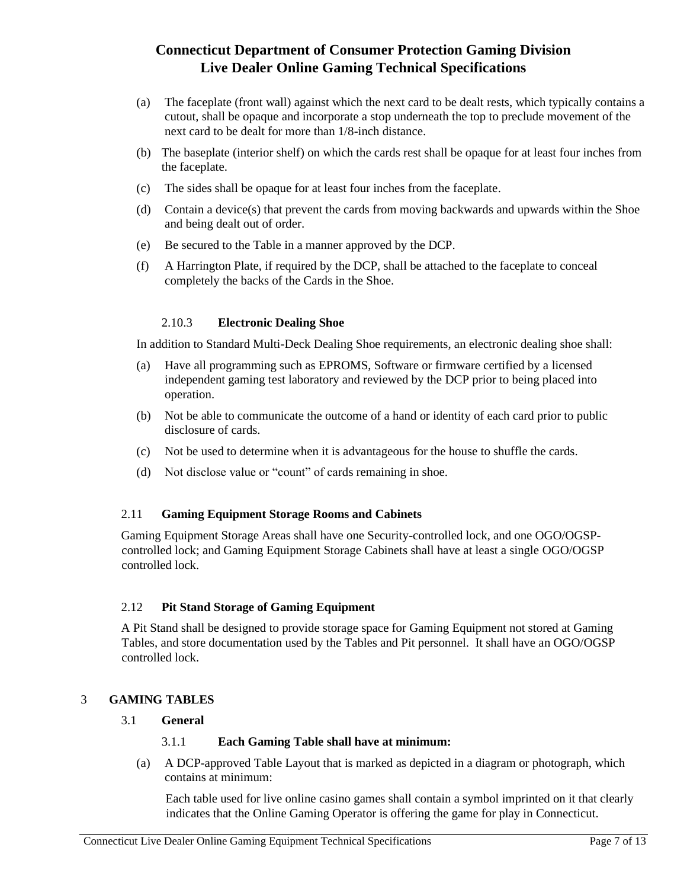(a) The faceplate (front wall) against which the next card to be dealt rests, which typically contains a cutout, shall be opaque and incorporate a stop underneath the top to preclude movement of the next card to be dealt for more than 1/8-inch distance.

(b) The baseplate (interior shelf) on which the cards rest shall be opaque for at least four inches from the faceplate.

(c) The sides shall be opaque for at least four inches from the faceplate.

(d) Contain a device(s) that prevent the cards from moving backwards and upwards within the Shoe and being dealt out of order.

(e) Be secured to the Table in a manner approved by the DCP.

(f) A Harrington Plate, if required by the DCP, shall be attached to the faceplate to conceal completely the backs of the Cards in the Shoe.

#### 2.10.3 Electronic Dealing Shoe

In addition to Standard Multi-Deck Dealing Shoe requirements, an electronic dealing shoe shall:

(a) Have all programming such as EPROMS, Software or firmware certified by a licensed independent gaming test laboratory and reviewed by the DCP prior to being placed into operation.

(b) Not be able to communicate the outcome of a hand or identity of each card prior to public disclosure of cards.

(c) Not be used to determine when it is advantageous for the house to shuffle the cards.

(d) Not disclose value or "count" of cards remaining in shoe.

### 2.11 Gaming Equipment Storage Rooms and Cabinets

Gaming Equipment Storage Areas shall have one Security-controlled lock, and one OGO/OGSP-controlled lock; and Gaming Equipment Storage Cabinets shall have at least a single OGO/OGSP controlled lock.

### 2.12 Pit Stand Storage of Gaming Equipment

A Pit Stand shall be designed to provide storage space for Gaming Equipment not stored at Gaming Tables, and store documentation used by the Tables and Pit personnel. It shall have an OGO/OGSP controlled lock.

## 3 GAMING TABLES

### 3.1 General

#### 3.1.1 Each Gaming Table shall have at minimum:

(a) A DCP-approved Table Layout that is marked as depicted in a diagram or photograph, which contains at minimum:

Each table used for live online casino games shall contain a symbol imprinted on it that clearly indicates that the Online Gaming Operator is offering the game for play in Connecticut.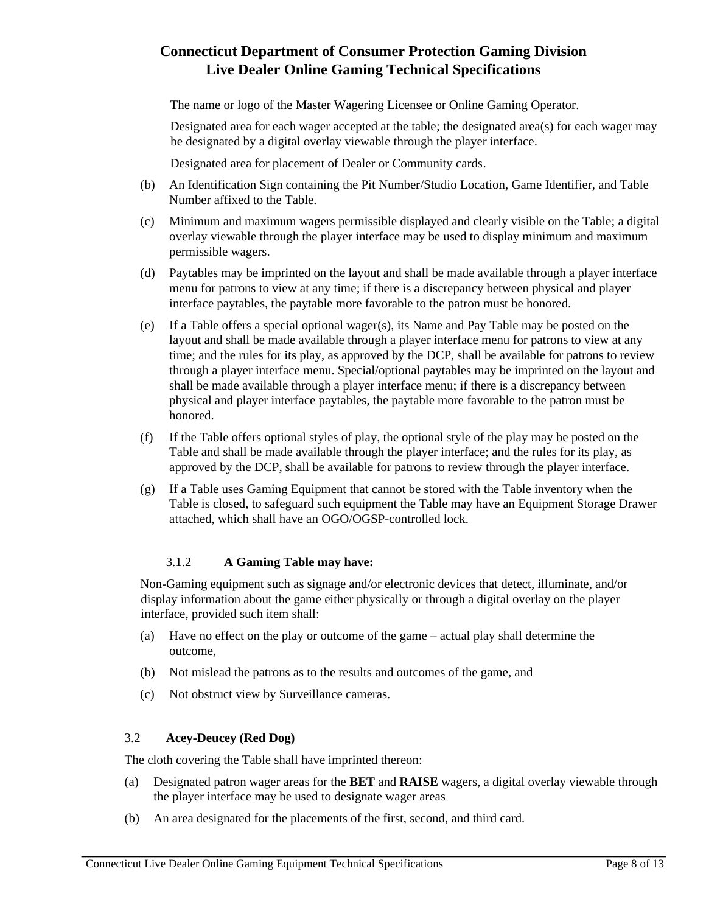The name or logo of the Master Wagering Licensee or Online Gaming Operator.

Designated area for each wager accepted at the table; the designated area(s) for each wager may be designated by a digital overlay viewable through the player interface.

Designated area for placement of Dealer or Community cards.

(b) An Identification Sign containing the Pit Number/Studio Location, Game Identifier, and Table Number affixed to the Table.

(c) Minimum and maximum wagers permissible displayed and clearly visible on the Table; a digital overlay viewable through the player interface may be used to display minimum and maximum permissible wagers.

(d) Paytables may be imprinted on the layout and shall be made available through a player interface menu for patrons to view at any time; if there is a discrepancy between physical and player interface paytables, the paytable more favorable to the patron must be honored.

(e) If a Table offers a special optional wager(s), its Name and Pay Table may be posted on the layout and shall be made available through a player interface menu for patrons to view at any time; and the rules for its play, as approved by the DCP, shall be available for patrons to review through a player interface menu. Special/optional paytables may be imprinted on the layout and shall be made available through a player interface menu; if there is a discrepancy between physical and player interface paytables, the paytable more favorable to the patron must be honored.

(f) If the Table offers optional styles of play, the optional style of the play may be posted on the Table and shall be made available through the player interface; and the rules for its play, as approved by the DCP, shall be available for patrons to review through the player interface.

(g) If a Table uses Gaming Equipment that cannot be stored with the Table inventory when the Table is closed, to safeguard such equipment the Table may have an Equipment Storage Drawer attached, which shall have an OGO/OGSP-controlled lock.

#### 3.1.2 A Gaming Table may have:

Non-Gaming equipment such as signage and/or electronic devices that detect, illuminate, and/or display information about the game either physically or through a digital overlay on the player interface, provided such item shall:

(a) Have no effect on the play or outcome of the game – actual play shall determine the outcome,

(b) Not mislead the patrons as to the results and outcomes of the game, and

(c) Not obstruct view by Surveillance cameras.

### 3.2 Acey-Deucey (Red Dog)

The cloth covering the Table shall have imprinted thereon:

(a) Designated patron wager areas for the **BET** and **RAISE** wagers, a digital overlay viewable through the player interface may be used to designate wager areas

(b) An area designated for the placements of the first, second, and third card.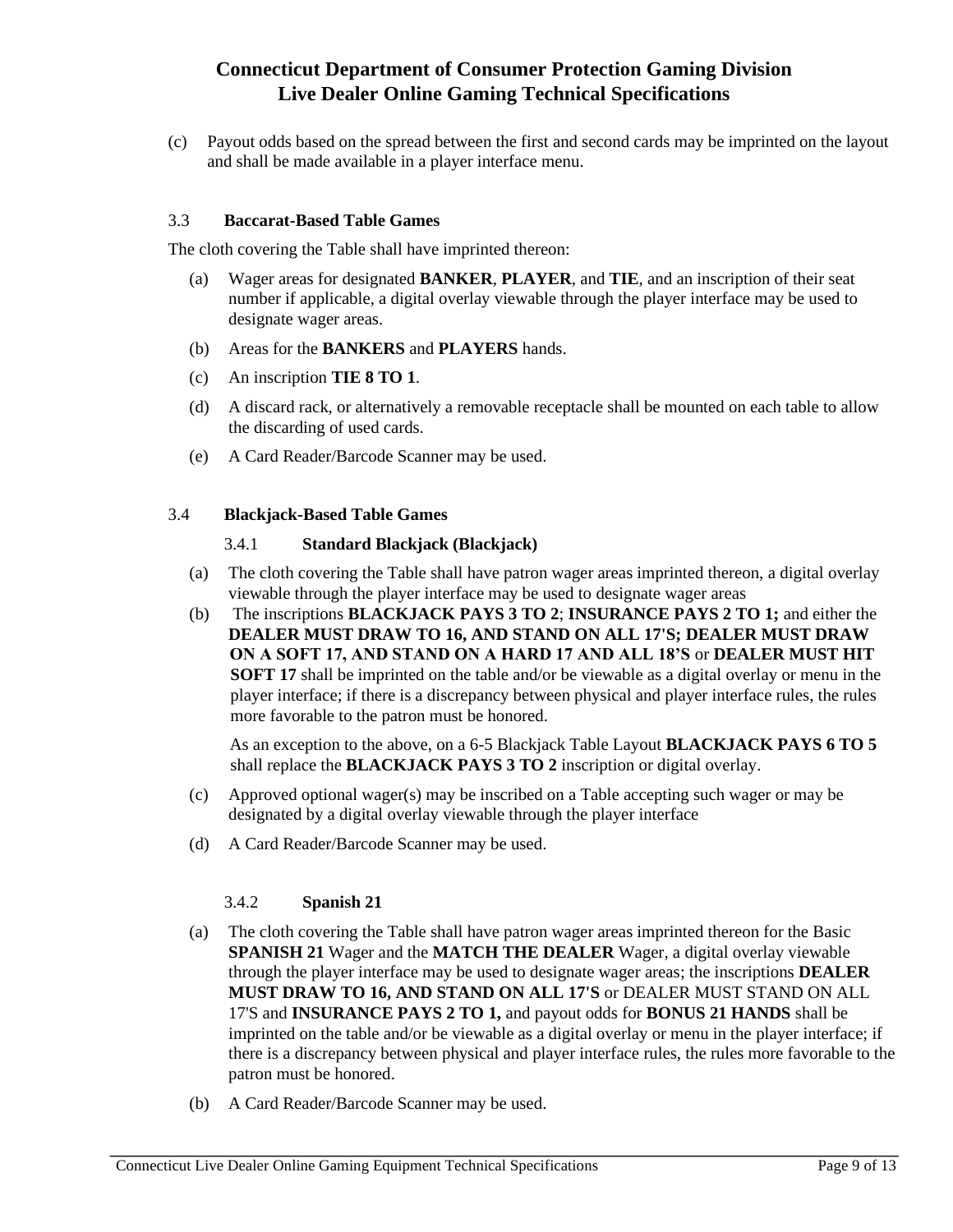(c) Payout odds based on the spread between the first and second cards may be imprinted on the layout and shall be made available in a player interface menu.

### 3.3 Baccarat-Based Table Games

The cloth covering the Table shall have imprinted thereon:

(a) Wager areas for designated **BANKER**, **PLAYER**, and **TIE**, and an inscription of their seat number if applicable, a digital overlay viewable through the player interface may be used to designate wager areas.

(b) Areas for the **BANKERS** and **PLAYERS** hands.

(c) An inscription **TIE 8 TO 1**.

(d) A discard rack, or alternatively a removable receptacle shall be mounted on each table to allow the discarding of used cards.

(e) A Card Reader/Barcode Scanner may be used.

### 3.4 Blackjack-Based Table Games

#### 3.4.1 Standard Blackjack (Blackjack)

(a) The cloth covering the Table shall have patron wager areas imprinted thereon, a digital overlay viewable through the player interface may be used to designate wager areas

(b) The inscriptions **BLACKJACK PAYS 3 TO 2**; **INSURANCE PAYS 2 TO 1;** and either the **DEALER MUST DRAW TO 16, AND STAND ON ALL 17'S; DEALER MUST DRAW ON A SOFT 17, AND STAND ON A HARD 17 AND ALL 18'S** or **DEALER MUST HIT SOFT 17** shall be imprinted on the table and/or be viewable as a digital overlay or menu in the player interface; if there is a discrepancy between physical and player interface rules, the rules more favorable to the patron must be honored.

As an exception to the above, on a 6-5 Blackjack Table Layout **BLACKJACK PAYS 6 TO 5** shall replace the **BLACKJACK PAYS 3 TO 2** inscription or digital overlay.

(c) Approved optional wager(s) may be inscribed on a Table accepting such wager or may be designated by a digital overlay viewable through the player interface

(d) A Card Reader/Barcode Scanner may be used.

#### 3.4.2 Spanish 21

(a) The cloth covering the Table shall have patron wager areas imprinted thereon for the Basic **SPANISH 21** Wager and the **MATCH THE DEALER** Wager, a digital overlay viewable through the player interface may be used to designate wager areas; the inscriptions **DEALER MUST DRAW TO 16, AND STAND ON ALL 17'S** or DEALER MUST STAND ON ALL 17'S and **INSURANCE PAYS 2 TO 1,** and payout odds for **BONUS 21 HANDS** shall be imprinted on the table and/or be viewable as a digital overlay or menu in the player interface; if there is a discrepancy between physical and player interface rules, the rules more favorable to the patron must be honored.

(b) A Card Reader/Barcode Scanner may be used.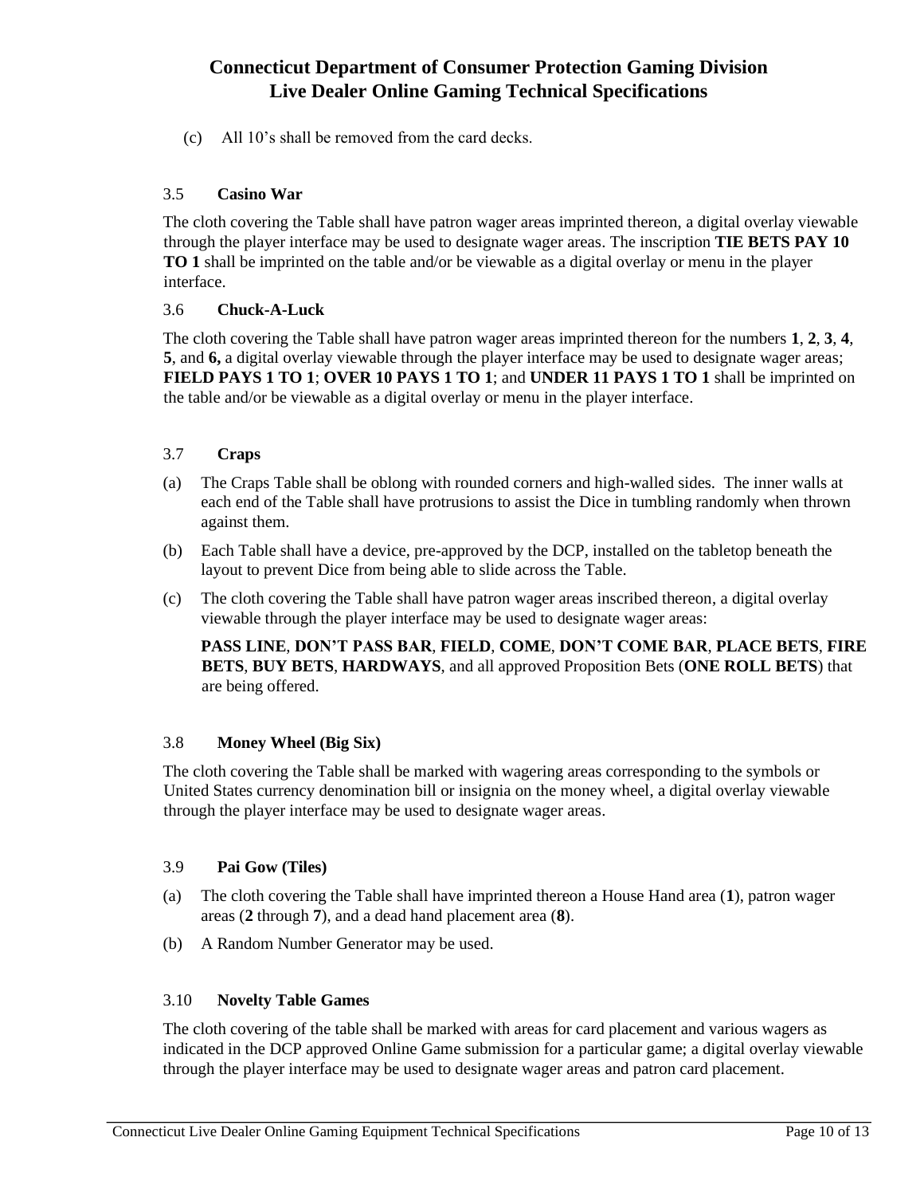(c) All 10's shall be removed from the card decks.

### 3.5 **Casino War**

The cloth covering the Table shall have patron wager areas imprinted thereon, a digital overlay viewable through the player interface may be used to designate wager areas. The inscription **TIE BETS PAY 10 TO 1** shall be imprinted on the table and/or be viewable as a digital overlay or menu in the player interface.

### 3.6 **Chuck-A-Luck**

The cloth covering the Table shall have patron wager areas imprinted thereon for the numbers **1**, **2**, **3**, **4**, **5**, and **6,** a digital overlay viewable through the player interface may be used to designate wager areas; **FIELD PAYS 1 TO 1**; **OVER 10 PAYS 1 TO 1**; and **UNDER 11 PAYS 1 TO 1** shall be imprinted on the table and/or be viewable as a digital overlay or menu in the player interface.

### 3.7 **Craps**

(a) The Craps Table shall be oblong with rounded corners and high-walled sides. The inner walls at each end of the Table shall have protrusions to assist the Dice in tumbling randomly when thrown against them.

(b) Each Table shall have a device, pre-approved by the DCP, installed on the tabletop beneath the layout to prevent Dice from being able to slide across the Table.

(c) The cloth covering the Table shall have patron wager areas inscribed thereon, a digital overlay viewable through the player interface may be used to designate wager areas:

**PASS LINE**, **DON'T PASS BAR**, **FIELD**, **COME**, **DON'T COME BAR**, **PLACE BETS**, **FIRE BETS**, **BUY BETS**, **HARDWAYS**, and all approved Proposition Bets (**ONE ROLL BETS**) that are being offered.

### 3.8 **Money Wheel (Big Six)**

The cloth covering the Table shall be marked with wagering areas corresponding to the symbols or United States currency denomination bill or insignia on the money wheel, a digital overlay viewable through the player interface may be used to designate wager areas.

### 3.9 **Pai Gow (Tiles)**

(a) The cloth covering the Table shall have imprinted thereon a House Hand area (**1**), patron wager areas (**2** through **7**), and a dead hand placement area (**8**).

(b) A Random Number Generator may be used.

### 3.10 **Novelty Table Games**

The cloth covering of the table shall be marked with areas for card placement and various wagers as indicated in the DCP approved Online Game submission for a particular game; a digital overlay viewable through the player interface may be used to designate wager areas and patron card placement.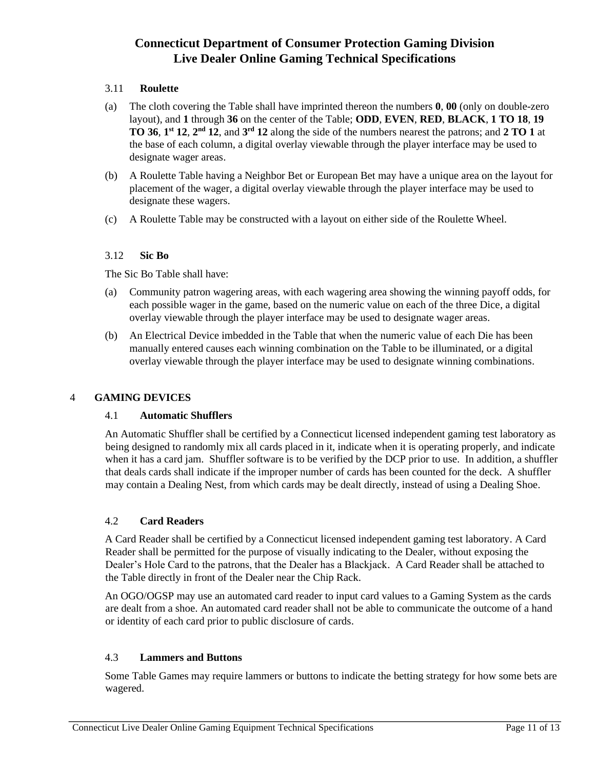### 3.11 Roulette

(a) The cloth covering the Table shall have imprinted thereon the numbers **0**, **00** (only on double-zero layout), and **1** through **36** on the center of the Table; **ODD**, **EVEN**, **RED**, **BLACK**, **1 TO 18**, **19 TO 36**, **1st 12**, **2nd 12**, and **3rd 12** along the side of the numbers nearest the patrons; and **2 TO 1** at the base of each column, a digital overlay viewable through the player interface may be used to designate wager areas.

(b) A Roulette Table having a Neighbor Bet or European Bet may have a unique area on the layout for placement of the wager, a digital overlay viewable through the player interface may be used to designate these wagers.

(c) A Roulette Table may be constructed with a layout on either side of the Roulette Wheel.

### 3.12 Sic Bo

The Sic Bo Table shall have:

(a) Community patron wagering areas, with each wagering area showing the winning payoff odds, for each possible wager in the game, based on the numeric value on each of the three Dice, a digital overlay viewable through the player interface may be used to designate wager areas.

(b) An Electrical Device imbedded in the Table that when the numeric value of each Die has been manually entered causes each winning combination on the Table to be illuminated, or a digital overlay viewable through the player interface may be used to designate winning combinations.

## 4 GAMING DEVICES

### 4.1 Automatic Shufflers

An Automatic Shuffler shall be certified by a Connecticut licensed independent gaming test laboratory as being designed to randomly mix all cards placed in it, indicate when it is operating properly, and indicate when it has a card jam. Shuffler software is to be verified by the DCP prior to use. In addition, a shuffler that deals cards shall indicate if the improper number of cards has been counted for the deck. A shuffler may contain a Dealing Nest, from which cards may be dealt directly, instead of using a Dealing Shoe.

### 4.2 Card Readers

A Card Reader shall be certified by a Connecticut licensed independent gaming test laboratory. A Card Reader shall be permitted for the purpose of visually indicating to the Dealer, without exposing the Dealer's Hole Card to the patrons, that the Dealer has a Blackjack. A Card Reader shall be attached to the Table directly in front of the Dealer near the Chip Rack.

An OGO/OGSP may use an automated card reader to input card values to a Gaming System as the cards are dealt from a shoe. An automated card reader shall not be able to communicate the outcome of a hand or identity of each card prior to public disclosure of cards.

### 4.3 Lammers and Buttons

Some Table Games may require lammers or buttons to indicate the betting strategy for how some bets are wagered.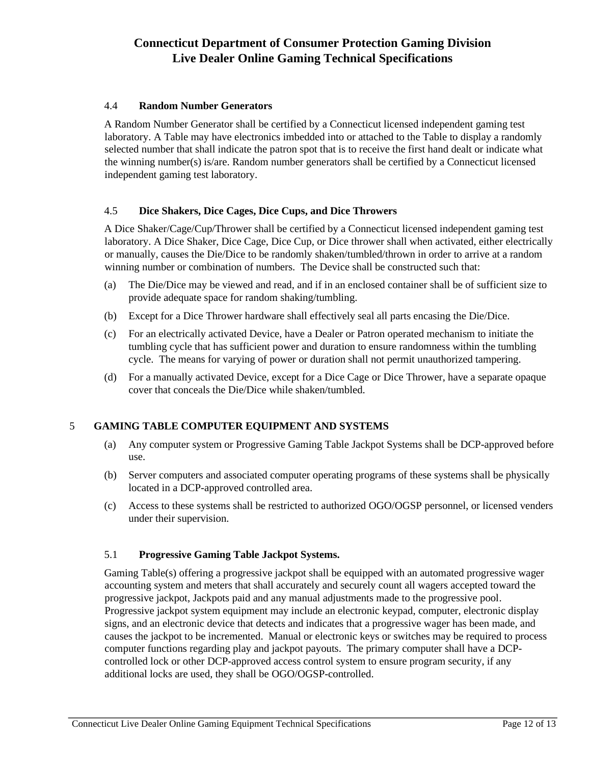### 4.4 Random Number Generators

A Random Number Generator shall be certified by a Connecticut licensed independent gaming test laboratory. A Table may have electronics imbedded into or attached to the Table to display a randomly selected number that shall indicate the patron spot that is to receive the first hand dealt or indicate what the winning number(s) is/are. Random number generators shall be certified by a Connecticut licensed independent gaming test laboratory.

### 4.5 Dice Shakers, Dice Cages, Dice Cups, and Dice Throwers

A Dice Shaker/Cage/Cup/Thrower shall be certified by a Connecticut licensed independent gaming test laboratory. A Dice Shaker, Dice Cage, Dice Cup, or Dice thrower shall when activated, either electrically or manually, causes the Die/Dice to be randomly shaken/tumbled/thrown in order to arrive at a random winning number or combination of numbers. The Device shall be constructed such that:

(a) The Die/Dice may be viewed and read, and if in an enclosed container shall be of sufficient size to provide adequate space for random shaking/tumbling.

(b) Except for a Dice Thrower hardware shall effectively seal all parts encasing the Die/Dice.

(c) For an electrically activated Device, have a Dealer or Patron operated mechanism to initiate the tumbling cycle that has sufficient power and duration to ensure randomness within the tumbling cycle. The means for varying of power or duration shall not permit unauthorized tampering.

(d) For a manually activated Device, except for a Dice Cage or Dice Thrower, have a separate opaque cover that conceals the Die/Dice while shaken/tumbled.

## 5 GAMING TABLE COMPUTER EQUIPMENT AND SYSTEMS

(a) Any computer system or Progressive Gaming Table Jackpot Systems shall be DCP-approved before use.

(b) Server computers and associated computer operating programs of these systems shall be physically located in a DCP-approved controlled area.

(c) Access to these systems shall be restricted to authorized OGO/OGSP personnel, or licensed venders under their supervision.

### 5.1 Progressive Gaming Table Jackpot Systems.

Gaming Table(s) offering a progressive jackpot shall be equipped with an automated progressive wager accounting system and meters that shall accurately and securely count all wagers accepted toward the progressive jackpot, Jackpots paid and any manual adjustments made to the progressive pool. Progressive jackpot system equipment may include an electronic keypad, computer, electronic display signs, and an electronic device that detects and indicates that a progressive wager has been made, and causes the jackpot to be incremented. Manual or electronic keys or switches may be required to process computer functions regarding play and jackpot payouts. The primary computer shall have a DCP-controlled lock or other DCP-approved access control system to ensure program security, if any additional locks are used, they shall be OGO/OGSP-controlled.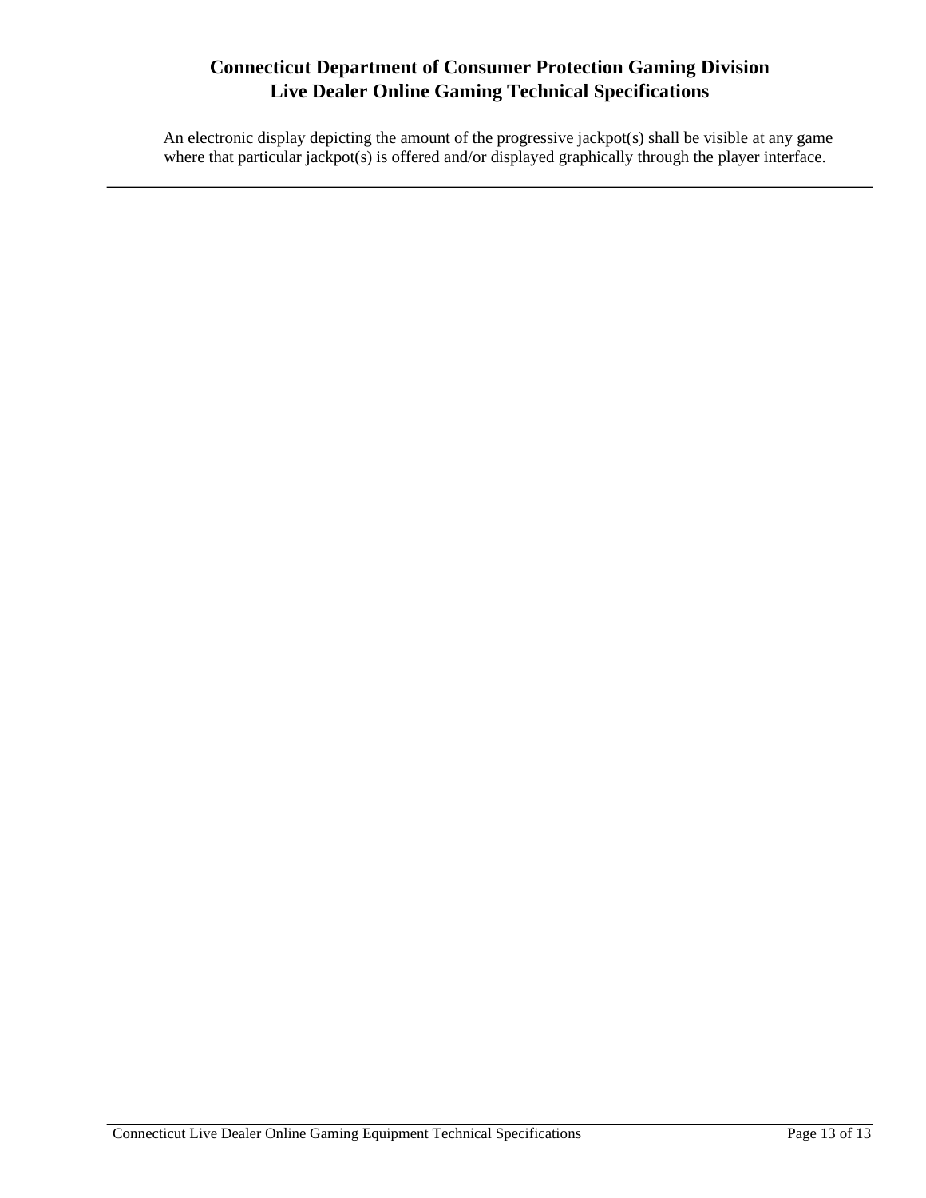An electronic display depicting the amount of the progressive jackpot(s) shall be visible at any game where that particular jackpot(s) is offered and/or displayed graphically through the player interface.

---